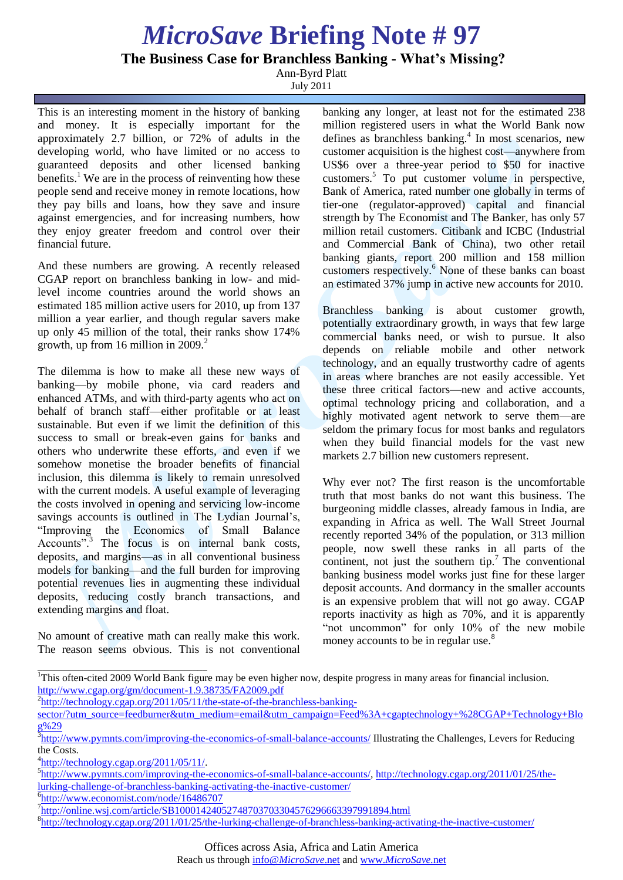# *MicroSave* Briefing Note # 97

## The Business Case for Branchless Banking - What's Missing?

Ann-Byrd Platt

July 2011

This is an interesting moment in the history of banking and money. It is especially important for the approximately 2.7 billion, or 72% of adults in the developing world, who have limited or no access to guaranteed deposits and other licensed banking benefits.[1] We are in the process of reinventing how these people send and receive money in remote locations, how they pay bills and loans, how they save and insure against emergencies, and for increasing numbers, how they enjoy greater freedom and control over their financial future.

And these numbers are growing. A recently released CGAP report on branchless banking in low- and mid-level income countries around the world shows an estimated 185 million active users for 2010, up from 137 million a year earlier, and though regular savers make up only 45 million of the total, their ranks show 174% growth, up from 16 million in 2009.[2]

The dilemma is how to make all these new ways of banking—by mobile phone, via card readers and enhanced ATMs, and with third-party agents who act on behalf of branch staff—either profitable or at least sustainable. But even if we limit the definition of this success to small or break-even gains for banks and others who underwrite these efforts, and even if we somehow monetise the broader benefits of financial inclusion, this dilemma is likely to remain unresolved with the current models. A useful example of leveraging the costs involved in opening and servicing low-income savings accounts is outlined in The Lydian Journal's, "Improving the Economics of Small Balance Accounts".[3] The focus is on internal bank costs, deposits, and margins—as in all conventional business models for banking—and the full burden for improving potential revenues lies in augmenting these individual deposits, reducing costly branch transactions, and extending margins and float.

No amount of creative math can really make this work. The reason seems obvious. This is not conventional banking any longer, at least not for the estimated 238 million registered users in what the World Bank now defines as branchless banking.[4] In most scenarios, new customer acquisition is the highest cost—anywhere from US$6 over a three-year period to $50 for inactive customers.[5] To put customer volume in perspective, Bank of America, rated number one globally in terms of tier-one (regulator-approved) capital and financial strength by The Economist and The Banker, has only 57 million retail customers. Citibank and ICBC (Industrial and Commercial Bank of China), two other retail banking giants, report 200 million and 158 million customers respectively.[6] None of these banks can boast an estimated 37% jump in active new accounts for 2010.

Branchless banking is about customer growth, potentially extraordinary growth, in ways that few large commercial banks need, or wish to pursue. It also depends on reliable mobile and other network technology, and an equally trustworthy cadre of agents in areas where branches are not easily accessible. Yet these three critical factors—new and active accounts, optimal technology pricing and collaboration, and a highly motivated agent network to serve them—are seldom the primary focus for most banks and regulators when they build financial models for the vast new markets 2.7 billion new customers represent.

Why ever not? The first reason is the uncomfortable truth that most banks do not want this business. The burgeoning middle classes, already famous in India, are expanding in Africa as well. The Wall Street Journal recently reported 34% of the population, or 313 million people, now swell these ranks in all parts of the continent, not just the southern tip.[7] The conventional banking business model works just fine for these larger deposit accounts. And dormancy in the smaller accounts is an expensive problem that will not go away. CGAP reports inactivity as high as 70%, and it is apparently "not uncommon" for only 10% of the new mobile money accounts to be in regular use.[8]

---

[1] This often-cited 2009 World Bank figure may be even higher now, despite progress in many areas for financial inclusion. http://www.cgap.org/gm/document-1.9.38735/FA2009.pdf

[2] http://technology.cgap.org/2011/05/11/the-state-of-the-branchless-banking-sector/?utm_source=feedburner&utm_medium=email&utm_campaign=Feed%3A+cgaptechnology+%28CGAP+Technology+Blog%29

[3] http://www.pymnts.com/improving-the-economics-of-small-balance-accounts/ Illustrating the Challenges, Levers for Reducing the Costs.

[4] http://technology.cgap.org/2011/05/11/.

[5] http://www.pymnts.com/improving-the-economics-of-small-balance-accounts/, http://technology.cgap.org/2011/01/25/the-lurking-challenge-of-branchless-banking-activating-the-inactive-customer/

[6] http://www.economist.com/node/16486707

[7] http://online.wsj.com/article/SB10001424052748703703304576296663397991894.html

[8] http://technology.cgap.org/2011/01/25/the-lurking-challenge-of-branchless-banking-activating-the-inactive-customer/

Offices across Asia, Africa and Latin America

Reach us through info@*MicroSave*.net and www.*MicroSave*.net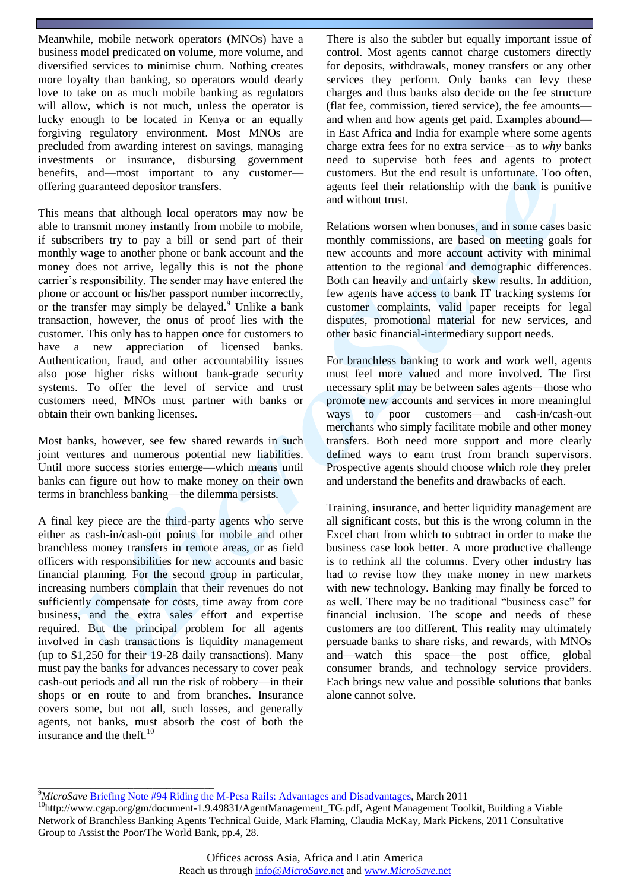Meanwhile, mobile network operators (MNOs) have a business model predicated on volume, more volume, and diversified services to minimise churn. Nothing creates more loyalty than banking, so operators would dearly love to take on as much mobile banking as regulators will allow, which is not much, unless the operator is lucky enough to be located in Kenya or an equally forgiving regulatory environment. Most MNOs are precluded from awarding interest on savings, managing investments or insurance, disbursing government benefits, and—most important to any customer—offering guaranteed depositor transfers.

This means that although local operators may now be able to transmit money instantly from mobile to mobile, if subscribers try to pay a bill or send part of their monthly wage to another phone or bank account and the money does not arrive, legally this is not the phone carrier's responsibility. The sender may have entered the phone or account or his/her passport number incorrectly, or the transfer may simply be delayed.[9] Unlike a bank transaction, however, the onus of proof lies with the customer. This only has to happen once for customers to have a new appreciation of licensed banks. Authentication, fraud, and other accountability issues also pose higher risks without bank-grade security systems. To offer the level of service and trust customers need, MNOs must partner with banks or obtain their own banking licenses.

Most banks, however, see few shared rewards in such joint ventures and numerous potential new liabilities. Until more success stories emerge—which means until banks can figure out how to make money on their own terms in branchless banking—the dilemma persists.

A final key piece are the third-party agents who serve either as cash-in/cash-out points for mobile and other branchless money transfers in remote areas, or as field officers with responsibilities for new accounts and basic financial planning. For the second group in particular, increasing numbers complain that their revenues do not sufficiently compensate for costs, time away from core business, and the extra sales effort and expertise required. But the principal problem for all agents involved in cash transactions is liquidity management (up to $1,250 for their 19-28 daily transactions). Many must pay the banks for advances necessary to cover peak cash-out periods and all run the risk of robbery—in their shops or en route to and from branches. Insurance covers some, but not all, such losses, and generally agents, not banks, must absorb the cost of both the insurance and the theft.[10]

There is also the subtler but equally important issue of control. Most agents cannot charge customers directly for deposits, withdrawals, money transfers or any other services they perform. Only banks can levy these charges and thus banks also decide on the fee structure (flat fee, commission, tiered service), the fee amounts—and when and how agents get paid. Examples abound—in East Africa and India for example where some agents charge extra fees for no extra service—as to *why* banks need to supervise both fees and agents to protect customers. But the end result is unfortunate. Too often, agents feel their relationship with the bank is punitive and without trust.

Relations worsen when bonuses, and in some cases basic monthly commissions, are based on meeting goals for new accounts and more account activity with minimal attention to the regional and demographic differences. Both can heavily and unfairly skew results. In addition, few agents have access to bank IT tracking systems for customer complaints, valid paper receipts for legal disputes, promotional material for new services, and other basic financial-intermediary support needs.

For branchless banking to work and work well, agents must feel more valued and more involved. The first necessary split may be between sales agents—those who promote new accounts and services in more meaningful ways to poor customers—and cash-in/cash-out merchants who simply facilitate mobile and other money transfers. Both need more support and more clearly defined ways to earn trust from branch supervisors. Prospective agents should choose which role they prefer and understand the benefits and drawbacks of each.

Training, insurance, and better liquidity management are all significant costs, but this is the wrong column in the Excel chart from which to subtract in order to make the business case look better. A more productive challenge is to rethink all the columns. Every other industry has had to revise how they make money in new markets with new technology. Banking may finally be forced to as well. There may be no traditional "business case" for financial inclusion. The scope and needs of these customers are too different. This reality may ultimately persuade banks to share risks, and rewards, with MNOs and—watch this space—the post office, global consumer brands, and technology service providers. Each brings new value and possible solutions that banks alone cannot solve.

---

[9] *MicroSave* Briefing Note #94 Riding the M-Pesa Rails: Advantages and Disadvantages, March 2011

[10] http://www.cgap.org/gm/document-1.9.49831/AgentManagement_TG.pdf, Agent Management Toolkit, Building a Viable Network of Branchless Banking Agents Technical Guide, Mark Flaming, Claudia McKay, Mark Pickens, 2011 Consultative Group to Assist the Poor/The World Bank, pp.4, 28.